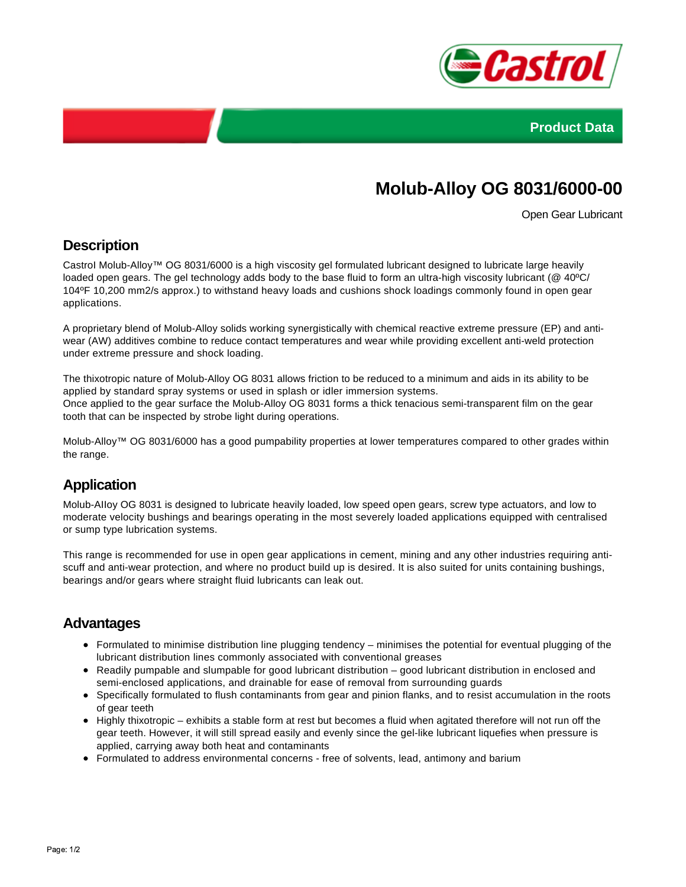Product Data

# Molub-Alloy OG 8031/6000-00

Open Gear Lubricant

## Description

Castrol Molub-Alloy™ OG 8031/6000 is a high viscosity gel formulated lubricant designed to lubricate large heavily loaded open gears. The gel technology adds body to the base fluid to form an ultra-high viscosity lubricant (@ 40ºC/ 104ºF 10,200 mm2/s approx.) to withstand heavy loads and cushions shock loadings commonly found in open gear applications.

A proprietary blend of Molub-Alloy solids working synergistically with chemical reactive extreme pressure (EP) and anti-wear (AW) additives combine to reduce contact temperatures and wear while providing excellent anti-weld protection under extreme pressure and shock loading.

The thixotropic nature of Molub-Alloy OG 8031 allows friction to be reduced to a minimum and aids in its ability to be applied by standard spray systems or used in splash or idler immersion systems.
Once applied to the gear surface the Molub-Alloy OG 8031 forms a thick tenacious semi-transparent film on the gear tooth that can be inspected by strobe light during operations.

Molub-Alloy™ OG 8031/6000 has a good pumpability properties at lower temperatures compared to other grades within the range.

## Application

Molub-Alloy OG 8031 is designed to lubricate heavily loaded, low speed open gears, screw type actuators, and low to moderate velocity bushings and bearings operating in the most severely loaded applications equipped with centralised or sump type lubrication systems.

This range is recommended for use in open gear applications in cement, mining and any other industries requiring anti-scuff and anti-wear protection, and where no product build up is desired. It is also suited for units containing bushings, bearings and/or gears where straight fluid lubricants can leak out.

## Advantages

- Formulated to minimise distribution line plugging tendency – minimises the potential for eventual plugging of the lubricant distribution lines commonly associated with conventional greases
- Readily pumpable and slumpable for good lubricant distribution – good lubricant distribution in enclosed and semi-enclosed applications, and drainable for ease of removal from surrounding guards
- Specifically formulated to flush contaminants from gear and pinion flanks, and to resist accumulation in the roots of gear teeth
- Highly thixotropic – exhibits a stable form at rest but becomes a fluid when agitated therefore will not run off the gear teeth. However, it will still spread easily and evenly since the gel-like lubricant liquefies when pressure is applied, carrying away both heat and contaminants
- Formulated to address environmental concerns - free of solvents, lead, antimony and barium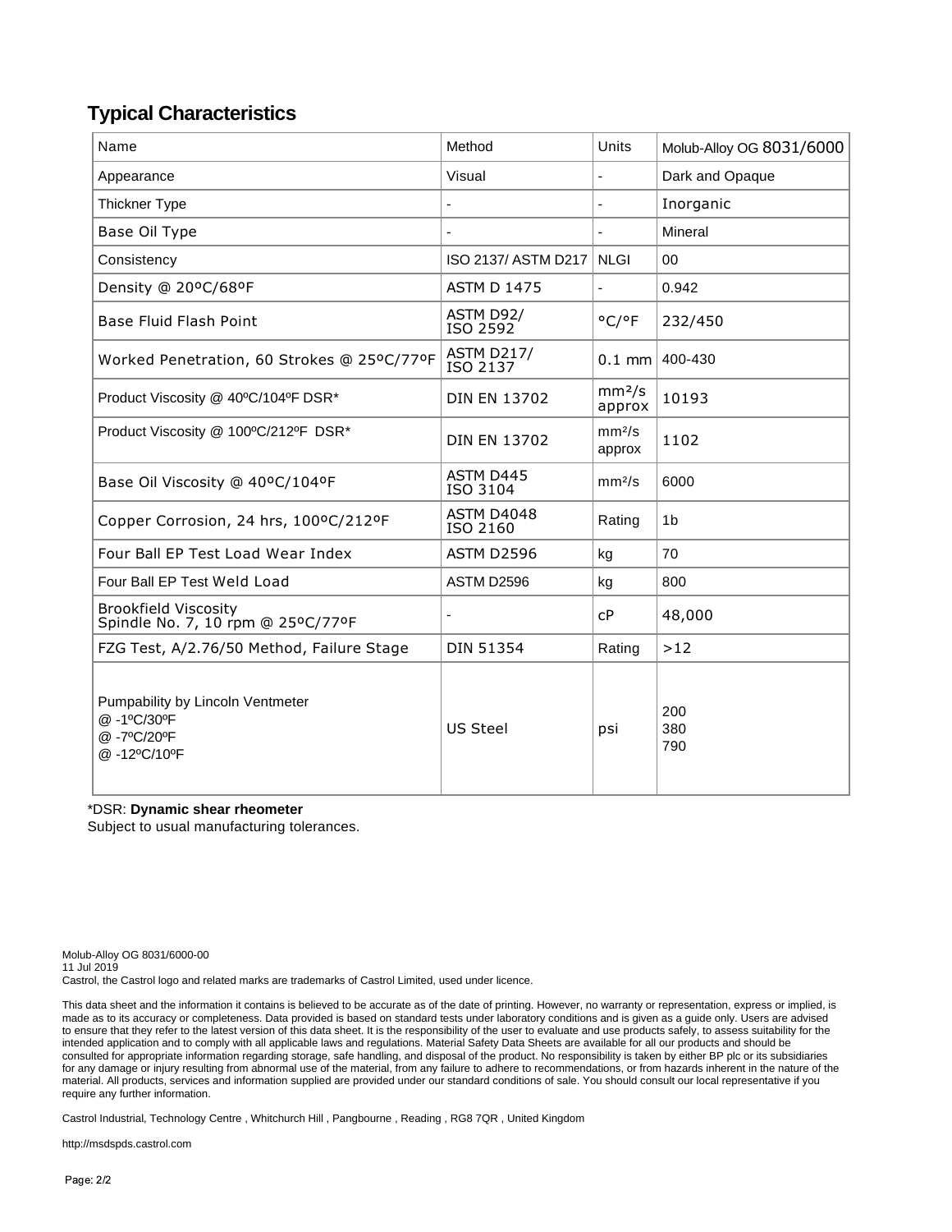## Typical Characteristics

| Name | Method | Units | Molub-Alloy OG 8031/6000 |
|---|---|---|---|
| Appearance | Visual | - | Dark and Opaque |
| Thickner Type | - | - | Inorganic |
| Base Oil Type | - | - | Mineral |
| Consistency | ISO 2137/ ASTM D217 | NLGI | 00 |
| Density @ 20ºC/68ºF | ASTM D 1475 | - | 0.942 |
| Base Fluid Flash Point | ASTM D92/ ISO 2592 | °C/°F | 232/450 |
| Worked Penetration, 60 Strokes @ 25ºC/77ºF | ASTM D217/ ISO 2137 | 0.1 mm | 400-430 |
| Product Viscosity @ 40ºC/104ºF DSR* | DIN EN 13702 | $mm^2/s$ approx | 10193 |
| Product Viscosity @ 100ºC/212ºF DSR* | DIN EN 13702 | $mm^2/s$ approx | 1102 |
| Base Oil Viscosity @ 40ºC/104ºF | ASTM D445 ISO 3104 | $mm^2/s$ | 6000 |
| Copper Corrosion, 24 hrs, 100ºC/212ºF | ASTM D4048 ISO 2160 | Rating | 1b |
| Four Ball EP Test Load Wear Index | ASTM D2596 | kg | 70 |
| Four Ball EP Test Weld Load | ASTM D2596 | kg | 800 |
| Brookfield Viscosity Spindle No. 7, 10 rpm @ 25ºC/77ºF | - | cP | 48,000 |
| FZG Test, A/2.76/50 Method, Failure Stage | DIN 51354 | Rating | >12 |
| Pumpability by Lincoln Ventmeter @ -1ºC/30ºF @ -7ºC/20ºF @ -12ºC/10ºF | US Steel | psi | 200 380 790 |

*DSR: **Dynamic shear rheometer**

Subject to usual manufacturing tolerances.

Molub-Alloy OG 8031/6000-00
11 Jul 2019
Castrol, the Castrol logo and related marks are trademarks of Castrol Limited, used under licence.

This data sheet and the information it contains is believed to be accurate as of the date of printing. However, no warranty or representation, express or implied, is made as to its accuracy or completeness. Data provided is based on standard tests under laboratory conditions and is given as a guide only. Users are advised to ensure that they refer to the latest version of this data sheet. It is the responsibility of the user to evaluate and use products safely, to assess suitability for the intended application and to comply with all applicable laws and regulations. Material Safety Data Sheets are available for all our products and should be consulted for appropriate information regarding storage, safe handling, and disposal of the product. No responsibility is taken by either BP plc or its subsidiaries for any damage or injury resulting from abnormal use of the material, from any failure to adhere to recommendations, or from hazards inherent in the nature of the material. All products, services and information supplied are provided under our standard conditions of sale. You should consult our local representative if you require any further information.

Castrol Industrial, Technology Centre , Whitchurch Hill , Pangbourne , Reading , RG8 7QR , United Kingdom

http://msdspds.castrol.com